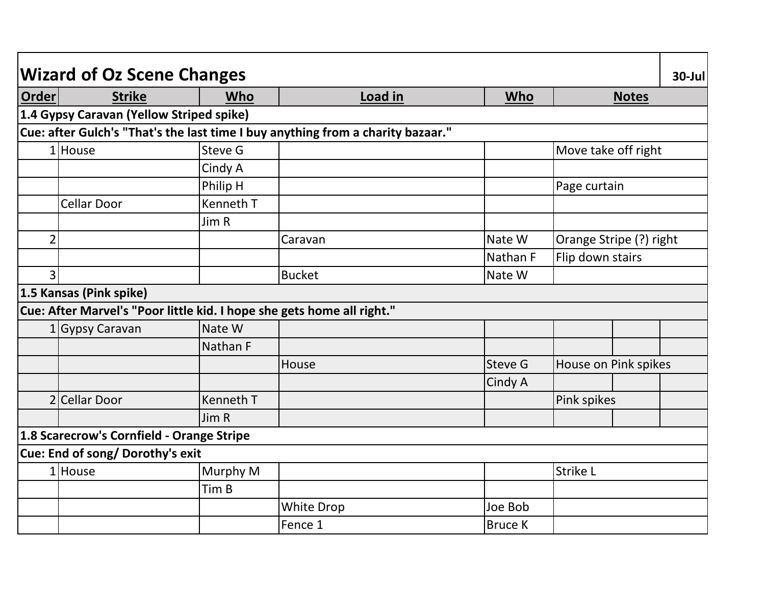| **Wizard of Oz Scene Changes** | | | | | **30-Jul** |
|---|---|---|---|---|---|
| **Order** | **Strike** | **Who** | **Load in** | **Who** | **Notes** |
| **1.4 Gypsy Caravan (Yellow Striped spike)** | | | | | |
| **Cue: after Gulch's "That's the last time I buy anything from a charity bazaar."** | | | | | |
| 1 | House | Steve G | | | Move take off right |
| | | Cindy A | | | |
| | | Philip H | | | Page curtain |
| | Cellar Door | Kenneth T | | | |
| | | Jim R | | | |
| 2 | | | Caravan | Nate W | Orange Stripe (?) right |
| | | | | Nathan F | Flip down stairs |
| 3 | | | Bucket | Nate W | |
| **1.5 Kansas (Pink spike)** | | | | | |
| **Cue: After Marvel's "Poor little kid. I hope she gets home all right."** | | | | | |
| 1 | Gypsy Caravan | Nate W | | | |
| | | Nathan F | | | |
| | | | House | Steve G | House on Pink spikes |
| | | | | Cindy A | |
| 2 | Cellar Door | Kenneth T | | | Pink spikes |
| | | Jim R | | | |
| **1.8 Scarecrow's Cornfield - Orange Stripe** | | | | | |
| **Cue: End of song/ Dorothy's exit** | | | | | |
| 1 | House | Murphy M | | | Strike L |
| | | Tim B | | | |
| | | | White Drop | Joe Bob | |
| | | | Fence 1 | Bruce K | |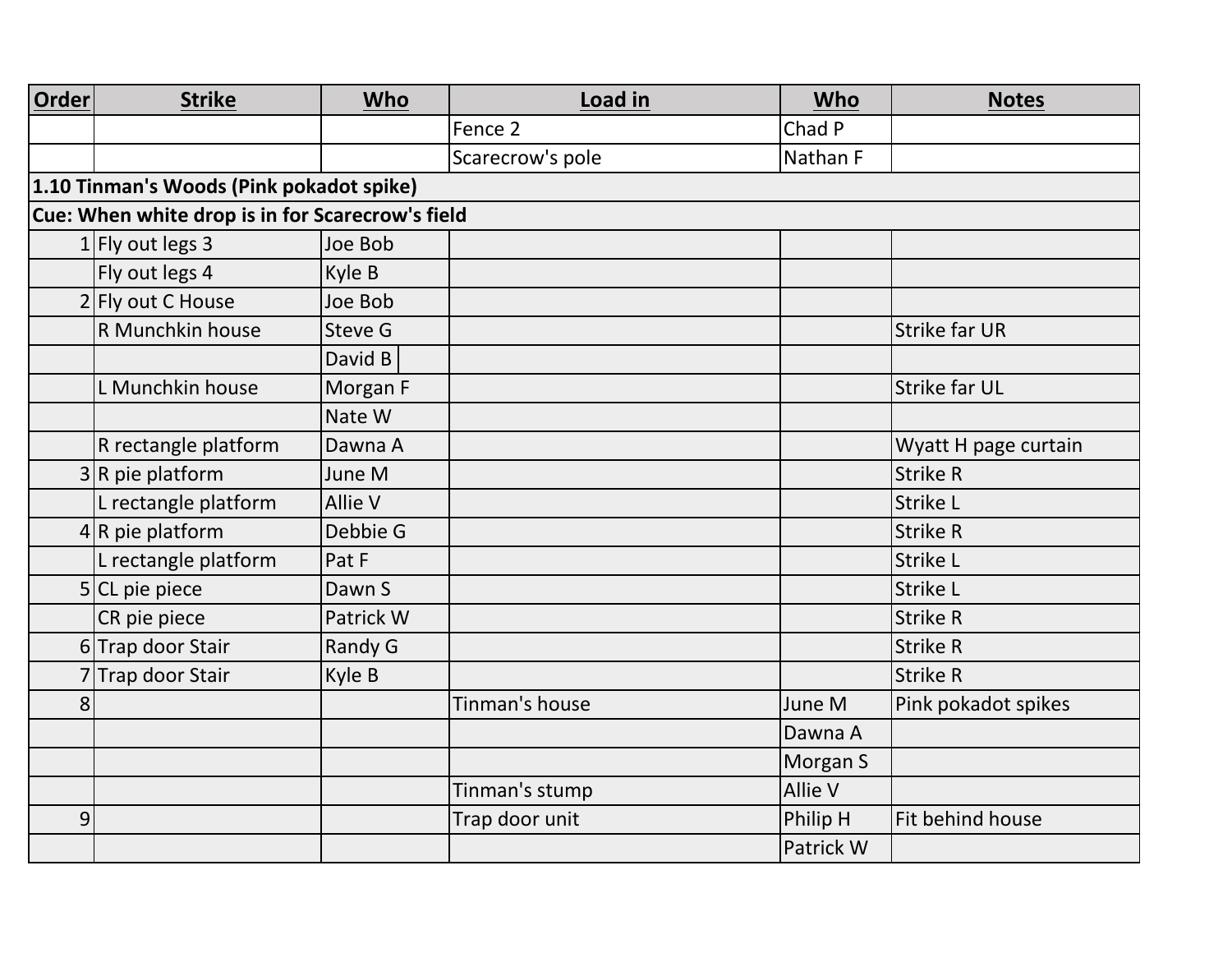| Order | Strike | Who | Load in | Who | Notes |
|---|---|---|---|---|---|
| | | | Fence 2 | Chad P | |
| | | | Scarecrow's pole | Nathan F | |
| **1.10 Tinman's Woods (Pink pokadot spike)** | | | | | |
| **Cue: When white drop is in for Scarecrow's field** | | | | | |
| 1 | Fly out legs 3 | Joe Bob | | | |
| | Fly out legs 4 | Kyle B | | | |
| 2 | Fly out C House | Joe Bob | | | |
| | R Munchkin house | Steve G | | | Strike far UR |
| | | David B | | | |
| | L Munchkin house | Morgan F | | | Strike far UL |
| | | Nate W | | | |
| | R rectangle platform | Dawna A | | | Wyatt H page curtain |
| 3 | R pie platform | June M | | | Strike R |
| | L rectangle platform | Allie V | | | Strike L |
| 4 | R pie platform | Debbie G | | | Strike R |
| | L rectangle platform | Pat F | | | Strike L |
| 5 | CL pie piece | Dawn S | | | Strike L |
| | CR pie piece | Patrick W | | | Strike R |
| 6 | Trap door Stair | Randy G | | | Strike R |
| 7 | Trap door Stair | Kyle B | | | Strike R |
| 8 | | | Tinman's house | June M | Pink pokadot spikes |
| | | | | Dawna A | |
| | | | | Morgan S | |
| | | | Tinman's stump | Allie V | |
| 9 | | | Trap door unit | Philip H | Fit behind house |
| | | | | Patrick W | |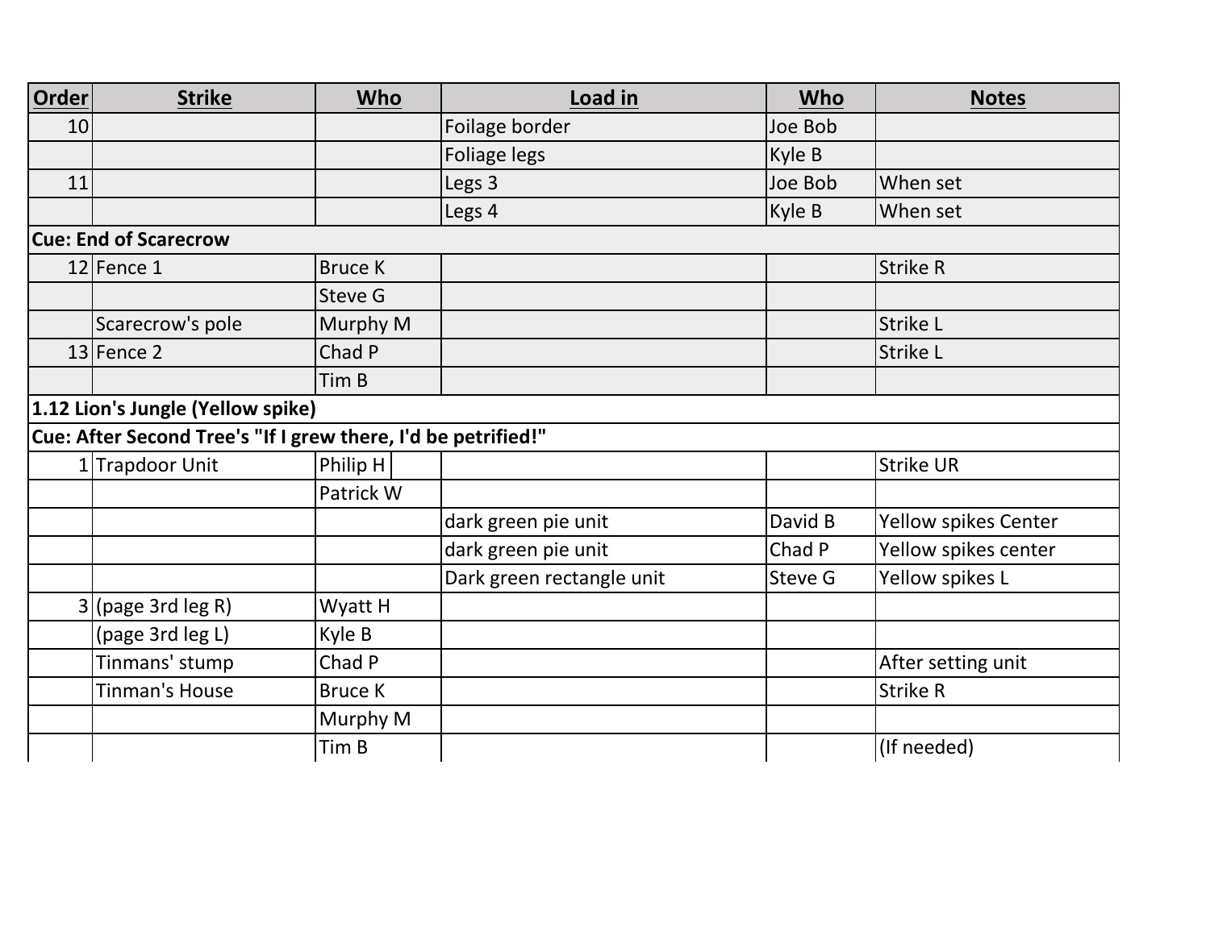| Order | Strike | Who | Load in | Who | Notes |
|---|---|---|---|---|---|
| 10 | | | Foilage border | Joe Bob | |
| | | | Foilage legs | Kyle B | |
| 11 | | | Legs 3 | Joe Bob | When set |
| | | | Legs 4 | Kyle B | When set |
| **Cue: End of Scarecrow** | | | | | |
| 12 | Fence 1 | Bruce K | | | Strike R |
| | | Steve G | | | |
| | Scarecrow's pole | Murphy M | | | Strike L |
| 13 | Fence 2 | Chad P | | | Strike L |
| | | Tim B | | | |
| **1.12 Lion's Jungle (Yellow spike)** | | | | | |
| **Cue: After Second Tree's "If I grew there, I'd be petrified!"** | | | | | |
| 1 | Trapdoor Unit | Philip H | | | Strike UR |
| | | Patrick W | | | |
| | | | dark green pie unit | David B | Yellow spikes Center |
| | | | dark green pie unit | Chad P | Yellow spikes center |
| | | | Dark green rectangle unit | Steve G | Yellow spikes L |
| 3 | (page 3rd leg R) | Wyatt H | | | |
| | (page 3rd leg L) | Kyle B | | | |
| | Tinmans' stump | Chad P | | | After setting unit |
| | Tinman's House | Bruce K | | | Strike R |
| | | Murphy M | | | |
| | | Tim B | | | (If needed) |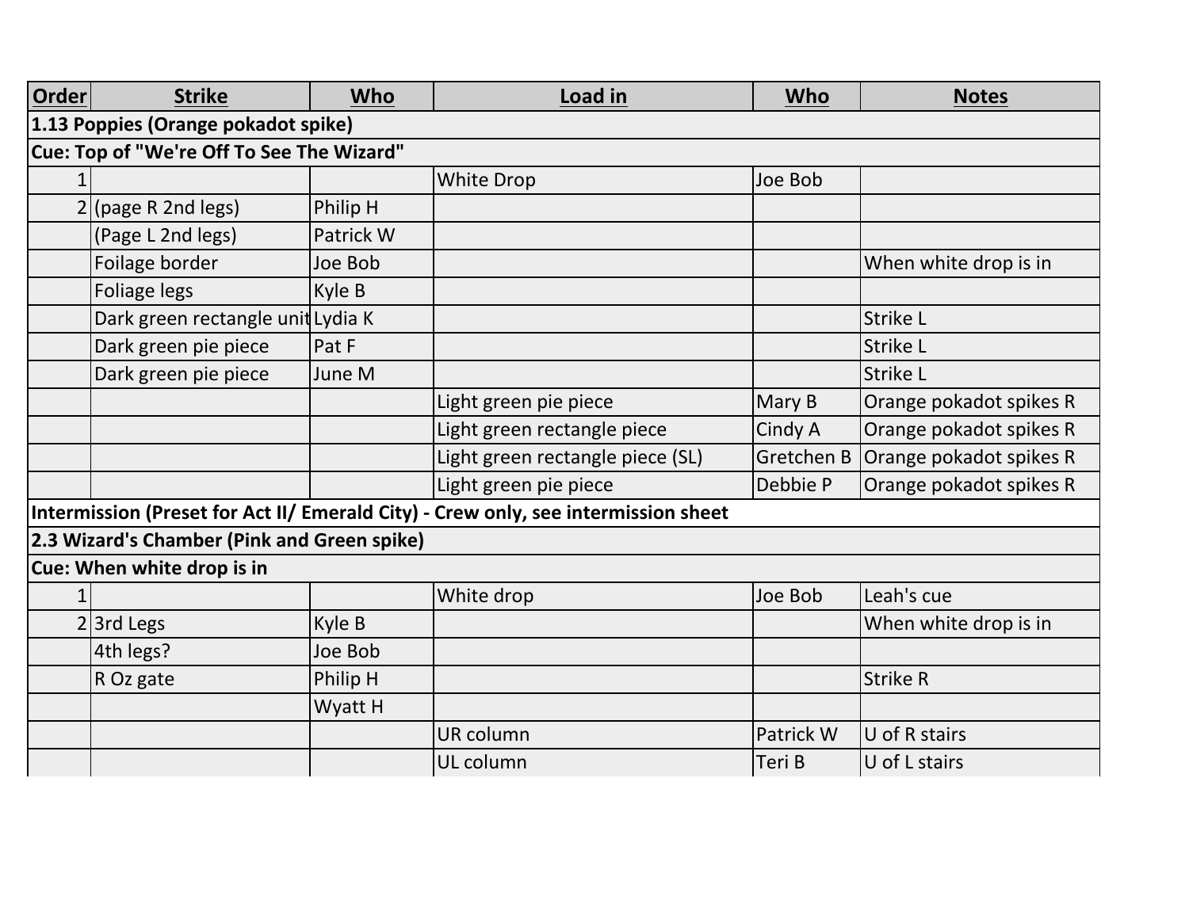| Order | Strike | Who | Load in | Who | Notes |
|---|---|---|---|---|---|
| **1.13 Poppies (Orange pokadot spike)** | | | | | |
| **Cue: Top of "We're Off To See The Wizard"** | | | | | |
| 1 | | | White Drop | Joe Bob | |
| 2 | (page R 2nd legs) | Philip H | | | |
| | (Page L 2nd legs) | Patrick W | | | |
| | Foilage border | Joe Bob | | | When white drop is in |
| | Foilage legs | Kyle B | | | |
| | Dark green rectangle unit | Lydia K | | | Strike L |
| | Dark green pie piece | Pat F | | | Strike L |
| | Dark green pie piece | June M | | | Strike L |
| | | | Light green pie piece | Mary B | Orange pokadot spikes R |
| | | | Light green rectangle piece | Cindy A | Orange pokadot spikes R |
| | | | Light green rectangle piece (SL) | Gretchen B | Orange pokadot spikes R |
| | | | Light green pie piece | Debbie P | Orange pokadot spikes R |
| **Intermission (Preset for Act II/ Emerald City) - Crew only, see intermission sheet** | | | | | |
| **2.3 Wizard's Chamber (Pink and Green spike)** | | | | | |
| **Cue: When white drop is in** | | | | | |
| 1 | | | White drop | Joe Bob | Leah's cue |
| 2 | 3rd Legs | Kyle B | | | When white drop is in |
| | 4th legs? | Joe Bob | | | |
| | R Oz gate | Philip H | | | Strike R |
| | | Wyatt H | | | |
| | | | UR column | Patrick W | U of R stairs |
| | | | UL column | Teri B | U of L stairs |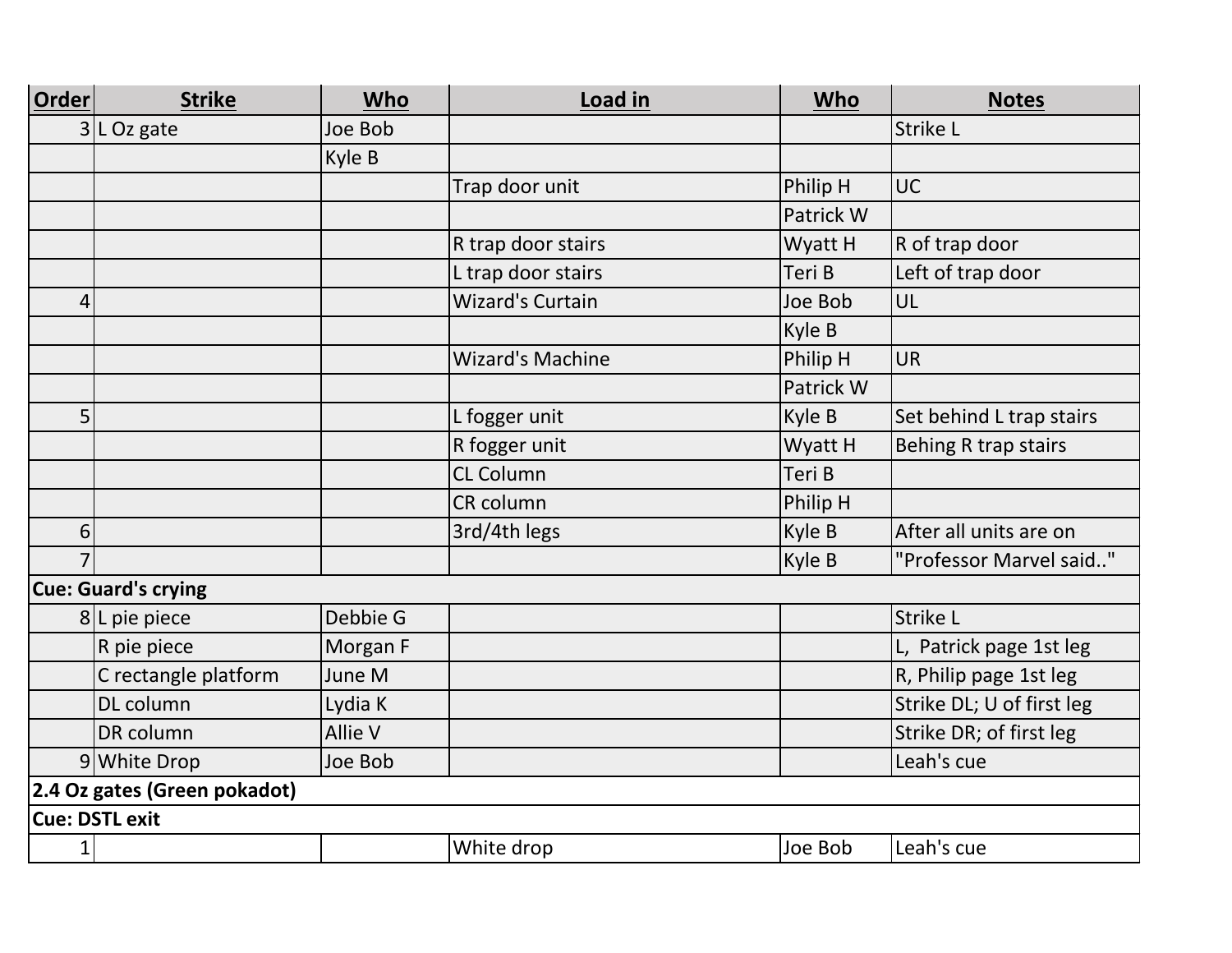| Order | Strike | Who | Load in | Who | Notes |
|---|---|---|---|---|---|
| 3 | L Oz gate | Joe Bob | | | Strike L |
| | | Kyle B | | | |
| | | | Trap door unit | Philip H | UC |
| | | | | Patrick W | |
| | | | R trap door stairs | Wyatt H | R of trap door |
| | | | L trap door stairs | Teri B | Left of trap door |
| 4 | | | Wizard's Curtain | Joe Bob | UL |
| | | | | Kyle B | |
| | | | Wizard's Machine | Philip H | UR |
| | | | | Patrick W | |
| 5 | | | L fogger unit | Kyle B | Set behind L trap stairs |
| | | | R fogger unit | Wyatt H | Behing R trap stairs |
| | | | CL Column | Teri B | |
| | | | CR column | Philip H | |
| 6 | | | 3rd/4th legs | Kyle B | After all units are on |
| 7 | | | | Kyle B | "Professor Marvel said.." |
| **Cue: Guard's crying** | | | | | |
| 8 | L pie piece | Debbie G | | | Strike L |
| | R pie piece | Morgan F | | | L,  Patrick page 1st leg |
| | C rectangle platform | June M | | | R, Philip page 1st leg |
| | DL column | Lydia K | | | Strike DL; U of first leg |
| | DR column | Allie V | | | Strike DR; of first leg |
| 9 | White Drop | Joe Bob | | | Leah's cue |
| **2.4 Oz gates (Green pokadot)** | | | | | |
| **Cue: DSTL exit** | | | | | |
| 1 | | | White drop | Joe Bob | Leah's cue |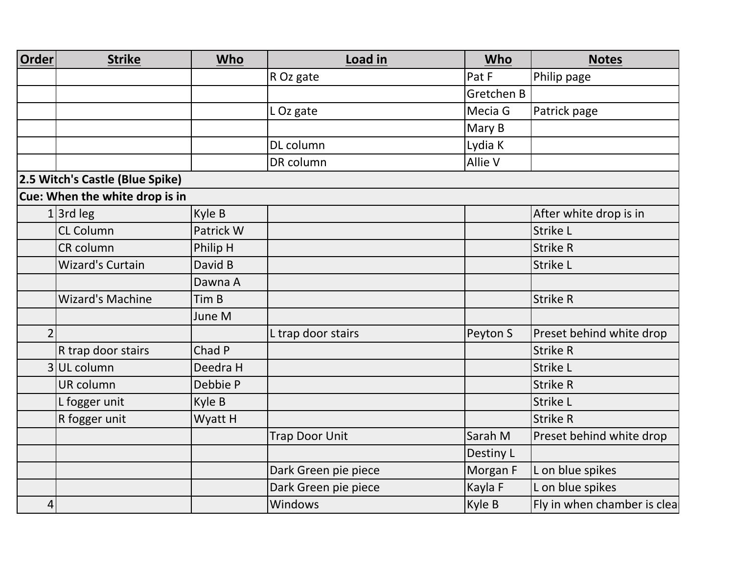| Order | Strike | Who | Load in | Who | Notes |
|---|---|---|---|---|---|
| | | | R Oz gate | Pat F | Philip page |
| | | | | Gretchen B | |
| | | | L Oz gate | Mecia G | Patrick page |
| | | | | Mary B | |
| | | | DL column | Lydia K | |
| | | | DR column | Allie V | |
| **2.5 Witch's Castle (Blue Spike)** | | | | | |
| **Cue: When the white drop is in** | | | | | |
| 1 | 3rd leg | Kyle B | | | After white drop is in |
| | CL Column | Patrick W | | | Strike L |
| | CR column | Philip H | | | Strike R |
| | Wizard's Curtain | David B | | | Strike L |
| | | Dawna A | | | |
| | Wizard's Machine | Tim B | | | Strike R |
| | | June M | | | |
| 2 | | | L trap door stairs | Peyton S | Preset behind white drop |
| | R trap door stairs | Chad P | | | Strike R |
| 3 | UL column | Deedra H | | | Strike L |
| | UR column | Debbie P | | | Strike R |
| | L fogger unit | Kyle B | | | Strike L |
| | R fogger unit | Wyatt H | | | Strike R |
| | | | Trap Door Unit | Sarah M | Preset behind white drop |
| | | | | Destiny L | |
| | | | Dark Green pie piece | Morgan F | L on blue spikes |
| | | | Dark Green pie piece | Kayla F | L on blue spikes |
| 4 | | | Windows | Kyle B | Fly in when chamber is clea |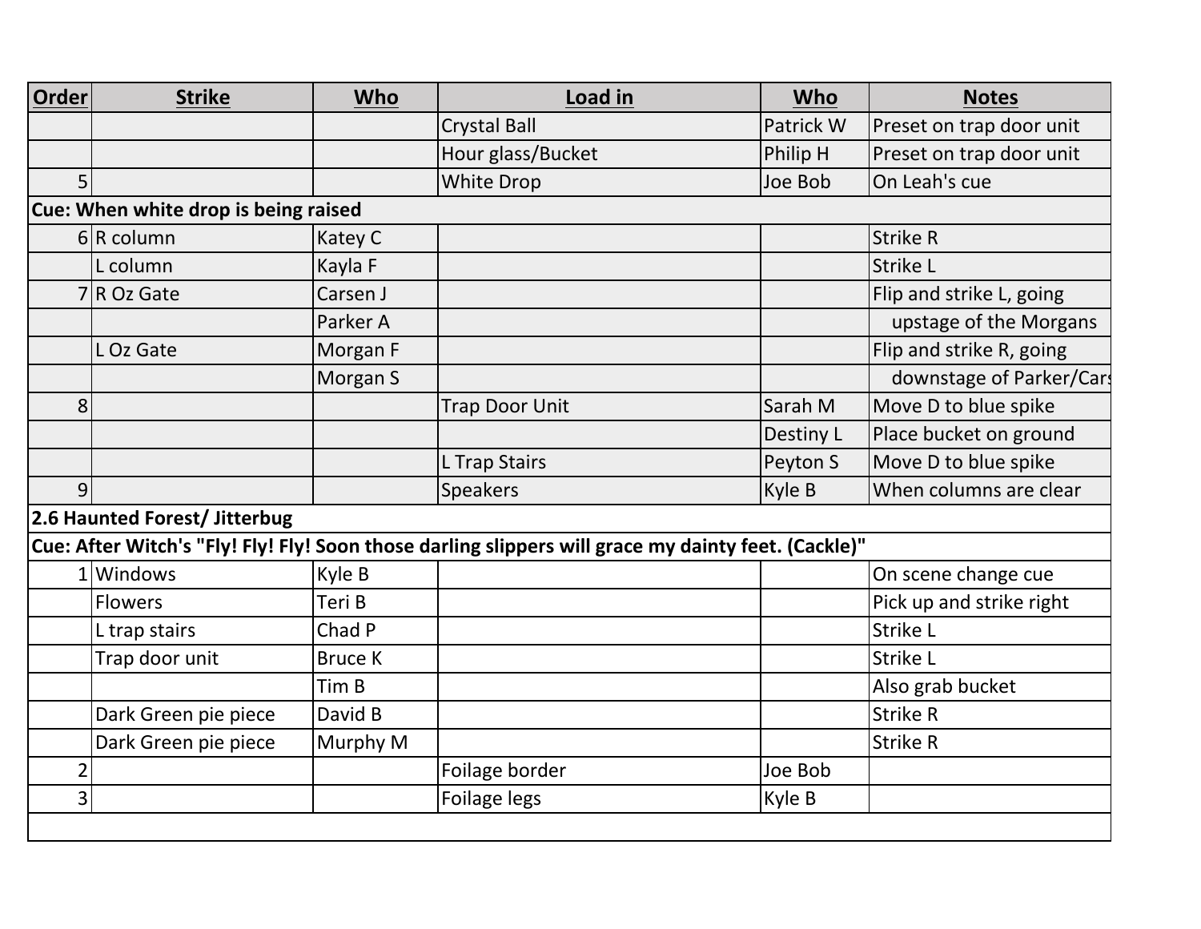| Order | Strike | Who | Load in | Who | Notes |
|---|---|---|---|---|---|
| | | | Crystal Ball | Patrick W | Preset on trap door unit |
| | | | Hour glass/Bucket | Philip H | Preset on trap door unit |
| 5 | | | White Drop | Joe Bob | On Leah's cue |
| **Cue: When white drop is being raised** | | | | | |
| 6 | R column | Katey C | | | Strike R |
| | L column | Kayla F | | | Strike L |
| 7 | R Oz Gate | Carsen J | | | Flip and strike L, going |
| | | Parker A | | | upstage of the Morgans |
| | L Oz Gate | Morgan F | | | Flip and strike R, going |
| | | Morgan S | | | downstage of Parker/Cars |
| 8 | | | Trap Door Unit | Sarah M | Move D to blue spike |
| | | | | Destiny L | Place bucket on ground |
| | | | L Trap Stairs | Peyton S | Move D to blue spike |
| 9 | | | Speakers | Kyle B | When columns are clear |
| **2.6 Haunted Forest/ Jitterbug** | | | | | |
| **Cue: After Witch's "Fly! Fly! Fly! Soon those darling slippers will grace my dainty feet. (Cackle)"** | | | | | |
| 1 | Windows | Kyle B | | | On scene change cue |
| | Flowers | Teri B | | | Pick up and strike right |
| | L trap stairs | Chad P | | | Strike L |
| | Trap door unit | Bruce K | | | Strike L |
| | | Tim B | | | Also grab bucket |
| | Dark Green pie piece | David B | | | Strike R |
| | Dark Green pie piece | Murphy M | | | Strike R |
| 2 | | | Foilage border | Joe Bob | |
| 3 | | | Foilage legs | Kyle B | |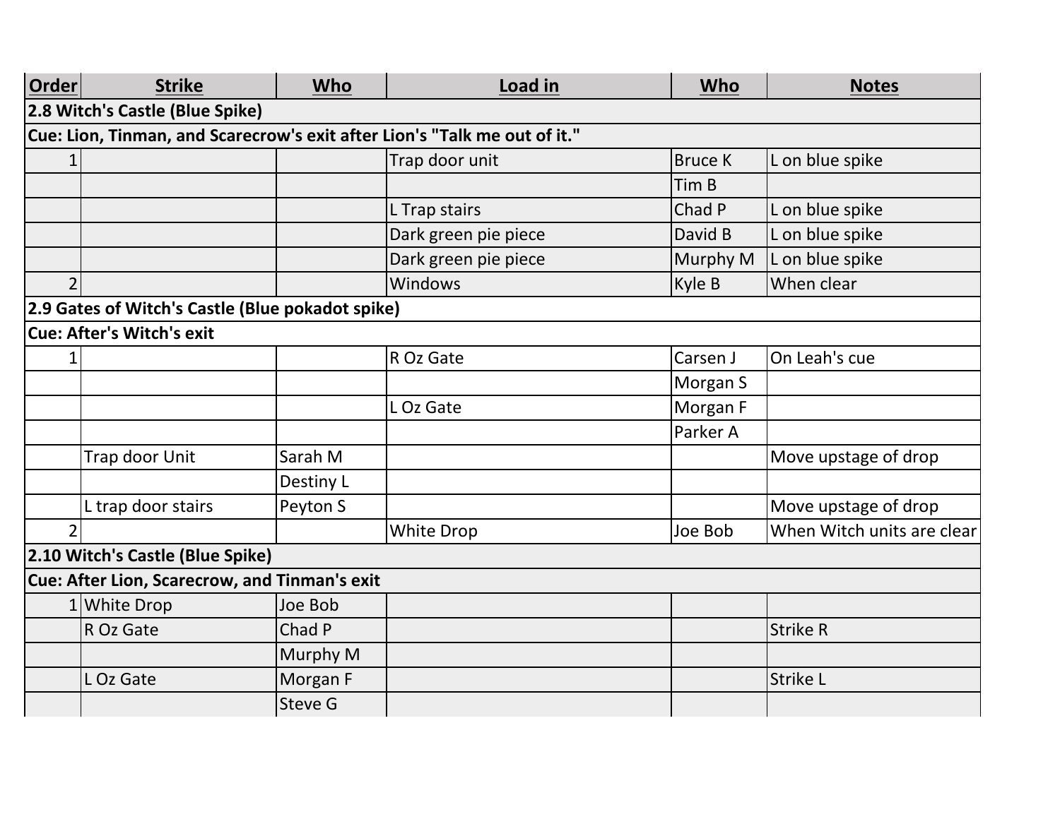| Order | Strike | Who | Load in | Who | Notes |
|---|---|---|---|---|---|
| **2.8 Witch's Castle (Blue Spike)** | | | | | |
| **Cue: Lion, Tinman, and Scarecrow's exit after Lion's "Talk me out of it."** | | | | | |
| 1 | | | Trap door unit | Bruce K | L on blue spike |
| | | | | Tim B | |
| | | | L Trap stairs | Chad P | L on blue spike |
| | | | Dark green pie piece | David B | L on blue spike |
| | | | Dark green pie piece | Murphy M | L on blue spike |
| 2 | | | Windows | Kyle B | When clear |
| **2.9 Gates of Witch's Castle (Blue pokadot spike)** | | | | | |
| **Cue: After's Witch's exit** | | | | | |
| 1 | | | R Oz Gate | Carsen J | On Leah's cue |
| | | | | Morgan S | |
| | | | L Oz Gate | Morgan F | |
| | | | | Parker A | |
| | Trap door Unit | Sarah M | | | Move upstage of drop |
| | | Destiny L | | | |
| | L trap door stairs | Peyton S | | | Move upstage of drop |
| 2 | | | White Drop | Joe Bob | When Witch units are clear |
| **2.10 Witch's Castle (Blue Spike)** | | | | | |
| **Cue: After Lion, Scarecrow, and Tinman's exit** | | | | | |
| 1 | White Drop | Joe Bob | | | |
| | R Oz Gate | Chad P | | | Strike R |
| | | Murphy M | | | |
| | L Oz Gate | Morgan F | | | Strike L |
| | | Steve G | | | |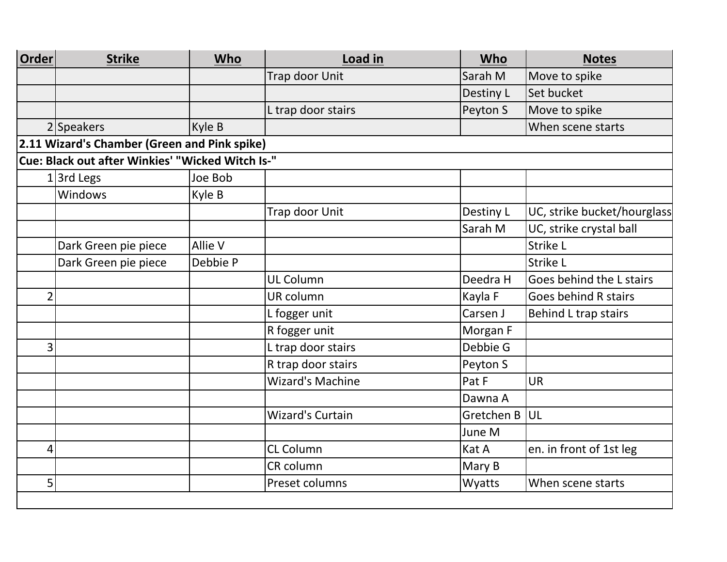| Order | Strike | Who | Load in | Who | Notes |
|---|---|---|---|---|---|
| | | | Trap door Unit | Sarah M | Move to spike |
| | | | | Destiny L | Set bucket |
| | | | L trap door stairs | Peyton S | Move to spike |
| 2 | Speakers | Kyle B | | | When scene starts |
| **2.11 Wizard's Chamber (Green and Pink spike)** | | | | | |
| **Cue: Black out after Winkies' "Wicked Witch Is-"** | | | | | |
| 1 | 3rd Legs | Joe Bob | | | |
| | Windows | Kyle B | | | |
| | | | Trap door Unit | Destiny L | UC, strike bucket/hourglass |
| | | | | Sarah M | UC, strike crystal ball |
| | Dark Green pie piece | Allie V | | | Strike L |
| | Dark Green pie piece | Debbie P | | | Strike L |
| | | | UL Column | Deedra H | Goes behind the L stairs |
| 2 | | | UR column | Kayla F | Goes behind R stairs |
| | | | L fogger unit | Carsen J | Behind L trap stairs |
| | | | R fogger unit | Morgan F | |
| 3 | | | L trap door stairs | Debbie G | |
| | | | R trap door stairs | Peyton S | |
| | | | Wizard's Machine | Pat F | UR |
| | | | | Dawna A | |
| | | | Wizard's Curtain | Gretchen B | UL |
| | | | | June M | |
| 4 | | | CL Column | Kat A | en. in front of 1st leg |
| | | | CR column | Mary B | |
| 5 | | | Preset columns | Wyatts | When scene starts |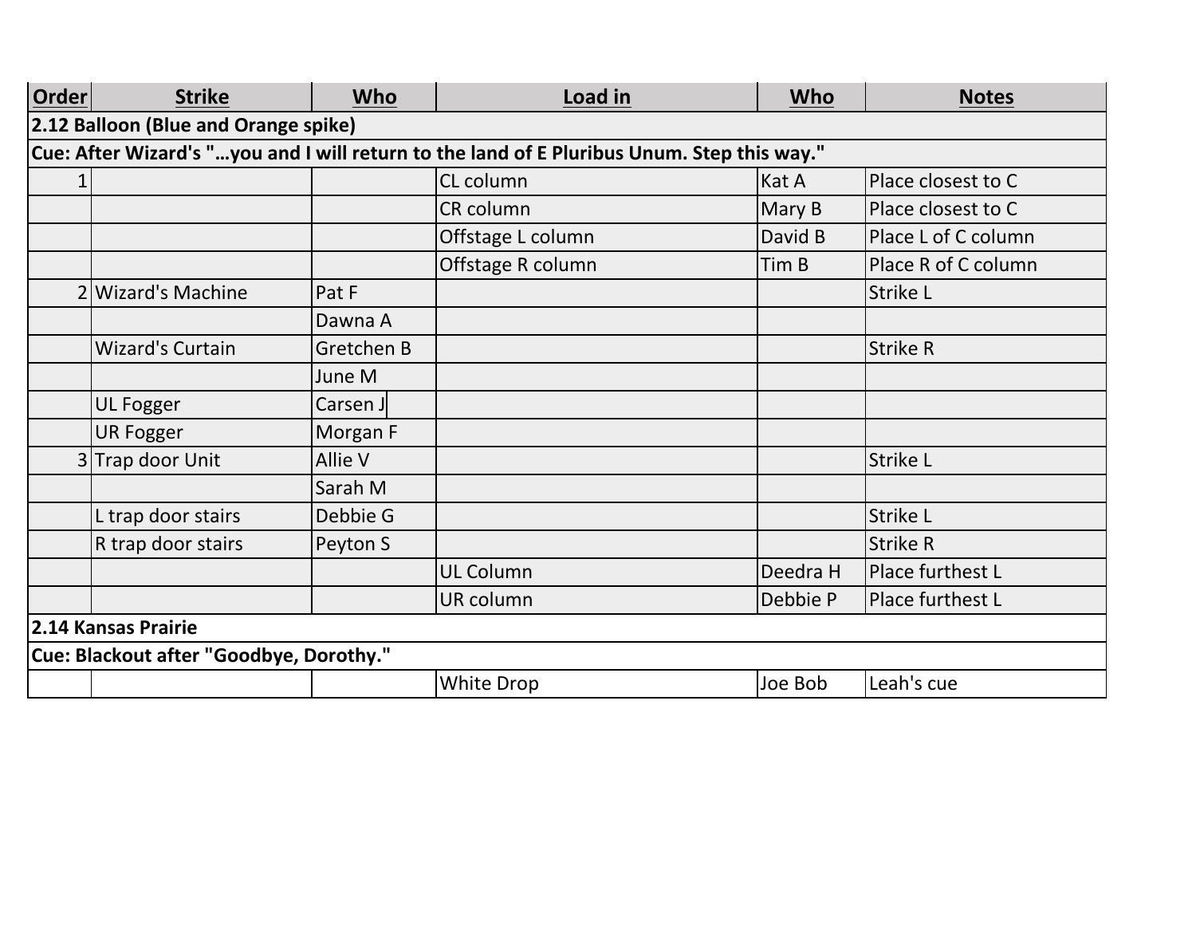| Order | Strike | Who | Load in | Who | Notes |
|---|---|---|---|---|---|
| **2.12 Balloon (Blue and Orange spike)** | | | | | |
| **Cue: After Wizard's "...you and I will return to the land of E Pluribus Unum. Step this way."** | | | | | |
| 1 | | | CL column | Kat A | Place closest to C |
| | | | CR column | Mary B | Place closest to C |
| | | | Offstage L column | David B | Place L of C column |
| | | | Offstage R column | Tim B | Place R of C column |
| 2 | Wizard's Machine | Pat F | | | Strike L |
| | | Dawna A | | | |
| | Wizard's Curtain | Gretchen B | | | Strike R |
| | | June M | | | |
| | UL Fogger | Carsen J | | | |
| | UR Fogger | Morgan F | | | |
| 3 | Trap door Unit | Allie V | | | Strike L |
| | | Sarah M | | | |
| | L trap door stairs | Debbie G | | | Strike L |
| | R trap door stairs | Peyton S | | | Strike R |
| | | | UL Column | Deedra H | Place furthest L |
| | | | UR column | Debbie P | Place furthest L |
| **2.14 Kansas Prairie** | | | | | |
| **Cue: Blackout after "Goodbye, Dorothy."** | | | | | |
| | | | White Drop | Joe Bob | Leah's cue |